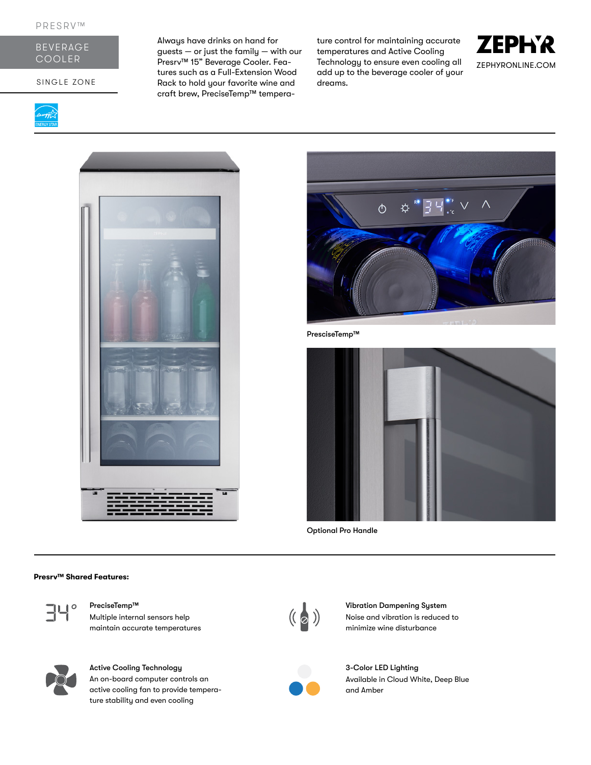PRESRV™

# BEVERAGE COOLER

SINGLE ZONE

ZEPHYR
ZEPHYRONLINE.COM

Always have drinks on hand for guests — or just the family — with our Presrv™ 15" Beverage Cooler. Features such as a Full-Extension Wood Rack to hold your favorite wine and craft brew, PreciseTemp™ temperature control for maintaining accurate temperatures and Active Cooling Technology to ensure even cooling all add up to the beverage cooler of your dreams.

PresciseTemp™

Optional Pro Handle

**Presrv™ Shared Features:**

**PreciseTemp™**
Multiple internal sensors help maintain accurate temperatures

**Vibration Dampening System**
Noise and vibration is reduced to minimize wine disturbance

**Active Cooling Technology**
An on-board computer controls an active cooling fan to provide temperature stability and even cooling

**3-Color LED Lighting**
Available in Cloud White, Deep Blue and Amber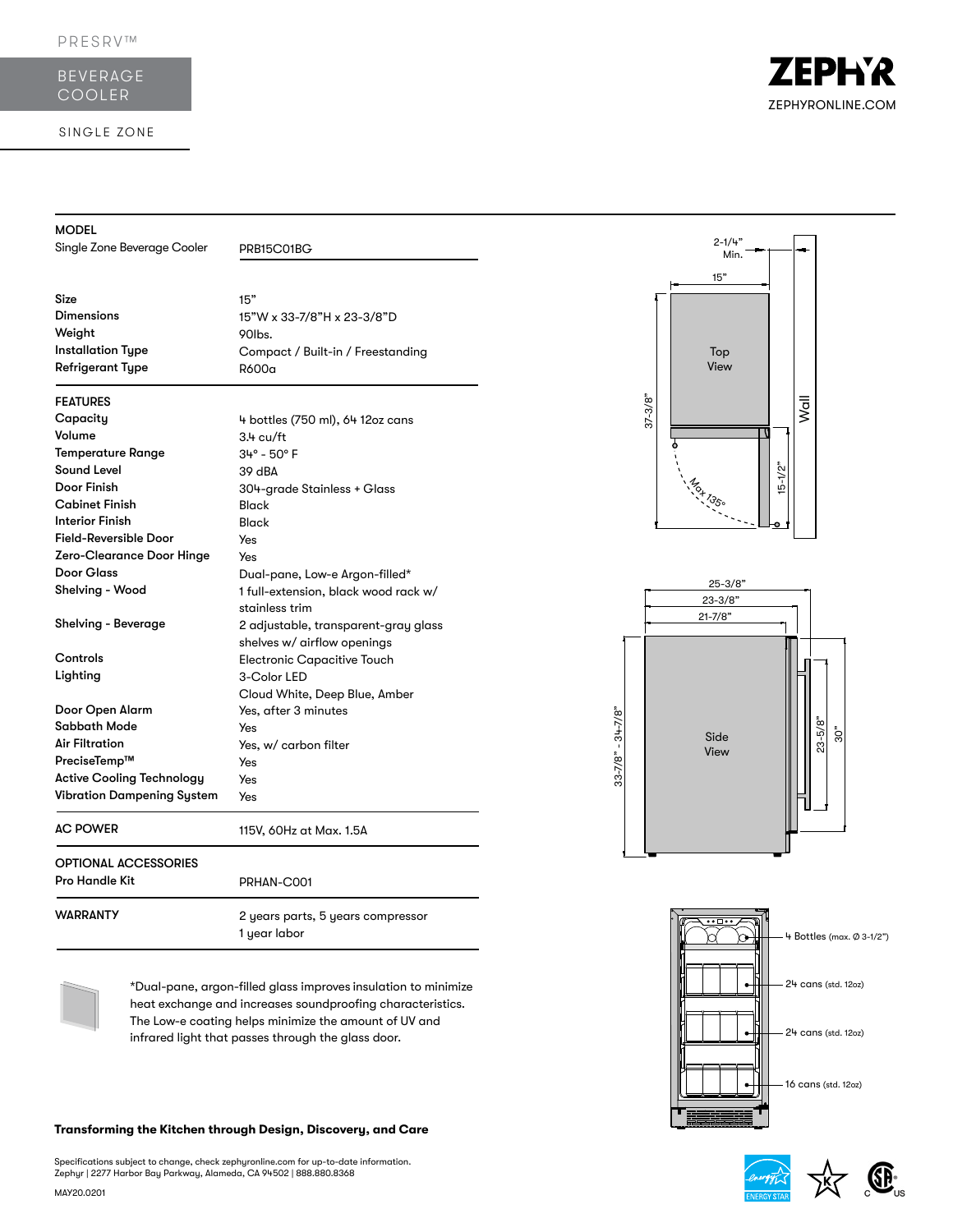PRESRV™

BEVERAGE COOLER

SINGLE ZONE

ZEPHYR
ZEPHYRONLINE.COM

| MODEL | |
|---|---|
| Single Zone Beverage Cooler | PRB15C01BG |
| Size | 15" |
| Dimensions | 15"W x 33-7/8"H x 23-3/8"D |
| Weight | 90lbs. |
| Installation Type | Compact / Built-in / Freestanding |
| Refrigerant Type | R600a |

| FEATURES | |
|---|---|
| Capacity | 4 bottles (750 ml), 64 12oz cans |
| Volume | 3.4 cu/ft |
| Temperature Range | 34° - 50° F |
| Sound Level | 39 dBA |
| Door Finish | 304-grade Stainless + Glass |
| Cabinet Finish | Black |
| Interior Finish | Black |
| Field-Reversible Door | Yes |
| Zero-Clearance Door Hinge | Yes |
| Door Glass | Dual-pane, Low-e Argon-filled* |
| Shelving - Wood | 1 full-extension, black wood rack w/ stainless trim |
| Shelving - Beverage | 2 adjustable, transparent-gray glass shelves w/ airflow openings |
| Controls | Electronic Capacitive Touch |
| Lighting | 3-Color LED<br>Cloud White, Deep Blue, Amber |
| Door Open Alarm | Yes, after 3 minutes |
| Sabbath Mode | Yes |
| Air Filtration | Yes, w/ carbon filter |
| PreciseTemp™ | Yes |
| Active Cooling Technology | Yes |
| Vibration Dampening System | Yes |

| | |
|---|---|
| AC POWER | 115V, 60Hz at Max. 1.5A |

| OPTIONAL ACCESSORIES | |
|---|---|
| Pro Handle Kit | PRHAN-C001 |

| | |
|---|---|
| WARRANTY | 2 years parts, 5 years compressor<br>1 year labor |

*Dual-pane, argon-filled glass improves insulation to minimize heat exchange and increases soundproofing characteristics. The Low-e coating helps minimize the amount of UV and infrared light that passes through the glass door.

2-1/4" Min.
15"
Top View
Wall
37-3/8"
Max 135°
15-1/2"

25-3/8"
23-3/8"
21-7/8"
Side View
33-7/8" - 34-7/8"
23-5/8"
30"

4 Bottles (max. Ø 3-1/2")
24 cans (std. 12oz)
24 cans (std. 12oz)
16 cans (std. 12oz)

**Transforming the Kitchen through Design, Discovery, and Care**

Specifications subject to change, check zephyronline.com for up-to-date information.
Zephyr | 2277 Harbor Bay Parkway, Alameda, CA 94502 | 888.880.8368

MAY20.0201

ENERGY STAR